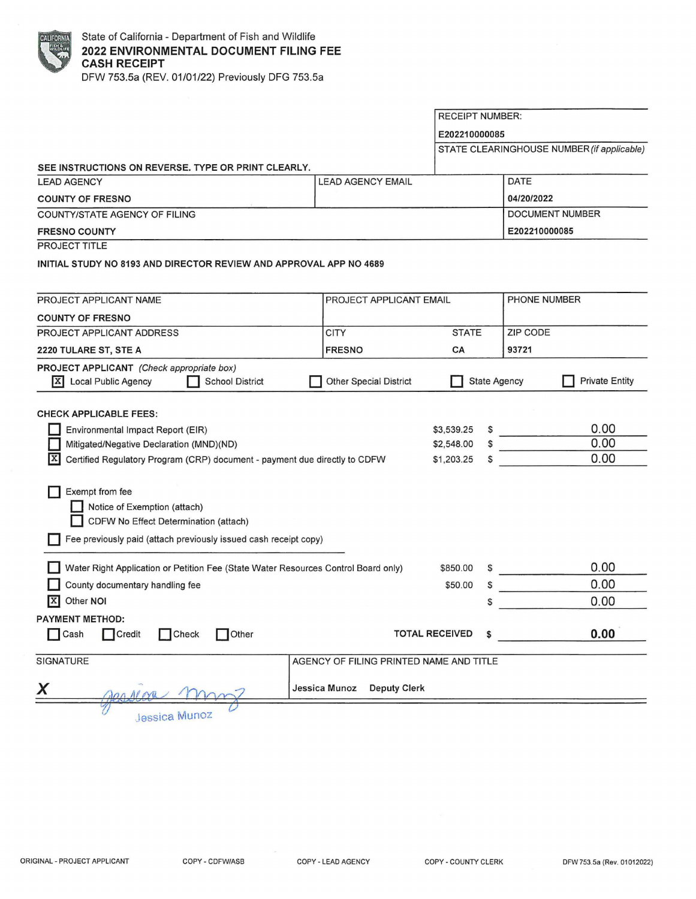State of California - Department of Fish and Wildlife
**2022 ENVIRONMENTAL DOCUMENT FILING FEE CASH RECEIPT**
DFW 753.5a (REV. 01/01/22) Previously DFG 753.5a

RECEIPT NUMBER:
E202210000085

STATE CLEARINGHOUSE NUMBER *(if applicable)*

SEE INSTRUCTIONS ON REVERSE. TYPE OR PRINT CLEARLY.

| LEAD AGENCY | LEAD AGENCY EMAIL | DATE |
|---|---|---|
| COUNTY OF FRESNO | | 04/20/2022 |
| COUNTY/STATE AGENCY OF FILING | | DOCUMENT NUMBER |
| FRESNO COUNTY | | E202210000085 |

PROJECT TITLE

INITIAL STUDY NO 8193 AND DIRECTOR REVIEW AND APPROVAL APP NO 4689

| PROJECT APPLICANT NAME | PROJECT APPLICANT EMAIL | | PHONE NUMBER |
|---|---|---|---|
| COUNTY OF FRESNO | | | |
| PROJECT APPLICANT ADDRESS | CITY | STATE | ZIP CODE |
| 2220 TULARE ST, STE A | FRESNO | CA | 93721 |

PROJECT APPLICANT *(Check appropriate box)*

- [X] Local Public Agency
- [ ] School District
- [ ] Other Special District
- [ ] State Agency
- [ ] Private Entity

**CHECK APPLICABLE FEES:**

| | | | |
|---|---|---|---|
| [ ] Environmental Impact Report (EIR) | $3,539.25 | $ | 0.00 |
| [ ] Mitigated/Negative Declaration (MND)(ND) | $2,548.00 | $ | 0.00 |
| [X] Certified Regulatory Program (CRP) document - payment due directly to CDFW | $1,203.25 | $ | 0.00 |

- [ ] Exempt from fee
  - [ ] Notice of Exemption (attach)
  - [ ] CDFW No Effect Determination (attach)
- [ ] Fee previously paid (attach previously issued cash receipt copy)

| | | | |
|---|---|---|---|
| [ ] Water Right Application or Petition Fee (State Water Resources Control Board only) | $850.00 | $ | 0.00 |
| [ ] County documentary handling fee | $50.00 | $ | 0.00 |
| [X] Other NOI | | $ | 0.00 |

**PAYMENT METHOD:**

- [ ] Cash
- [ ] Credit
- [ ] Check
- [ ] Other

**TOTAL RECEIVED $ 0.00**

| SIGNATURE | AGENCY OF FILING PRINTED NAME AND TITLE |
|---|---|
| X *Jessica Munoz* Jessica Munoz | Jessica Munoz Deputy Clerk |

ORIGINAL - PROJECT APPLICANT COPY - CDFW/ASB COPY - LEAD AGENCY COPY - COUNTY CLERK DFW 753.5a (Rev. 01012022)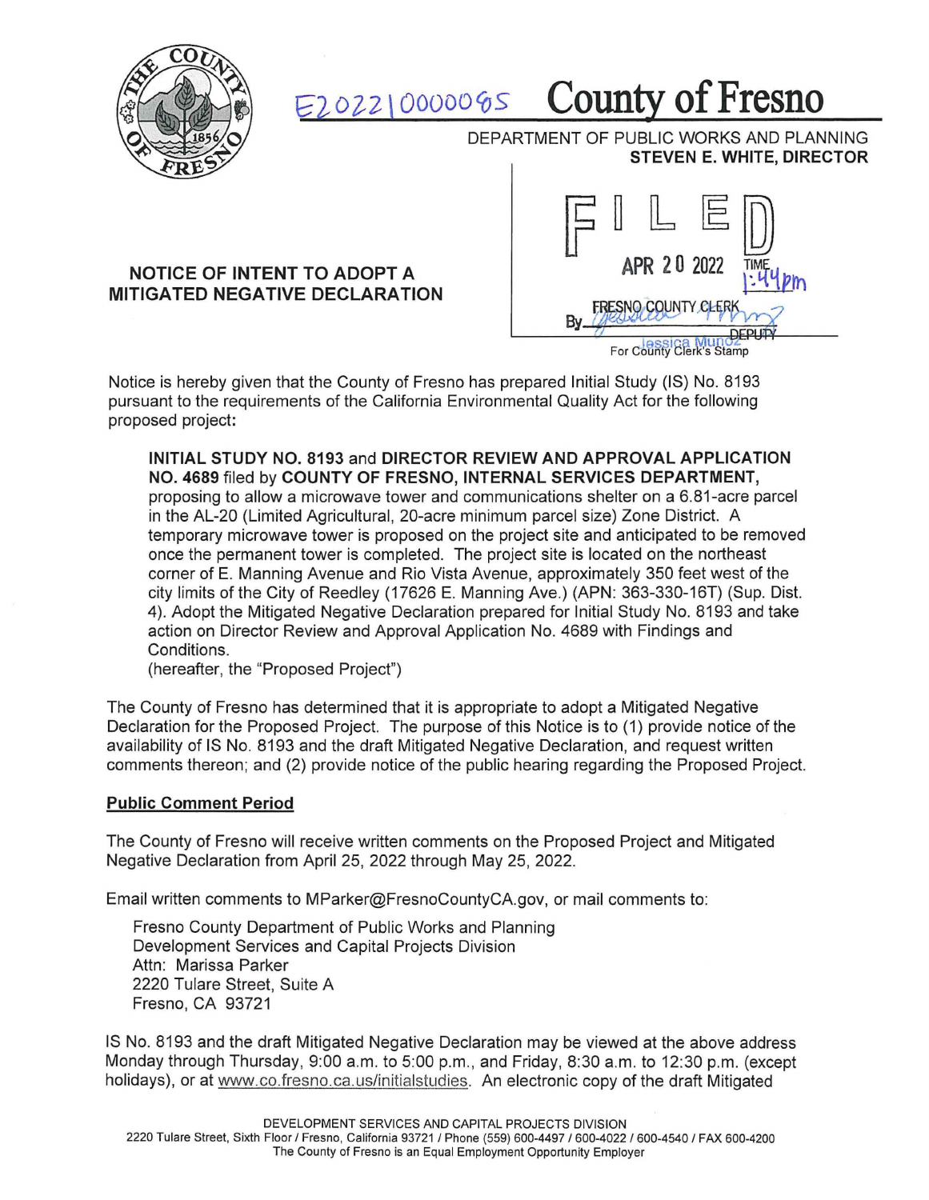E202210000095

# County of Fresno

DEPARTMENT OF PUBLIC WORKS AND PLANNING
**STEVEN E. WHITE, DIRECTOR**

FILED
APR 20 2022
TIME 1:44pm
FRESNO COUNTY CLERK
By Jessica Munoz DEPUTY
For County Clerk's Stamp

## NOTICE OF INTENT TO ADOPT A MITIGATED NEGATIVE DECLARATION

Notice is hereby given that the County of Fresno has prepared Initial Study (IS) No. 8193 pursuant to the requirements of the California Environmental Quality Act for the following proposed project:

> **INITIAL STUDY NO. 8193** and **DIRECTOR REVIEW AND APPROVAL APPLICATION NO. 4689** filed by **COUNTY OF FRESNO, INTERNAL SERVICES DEPARTMENT,** proposing to allow a microwave tower and communications shelter on a 6.81-acre parcel in the AL-20 (Limited Agricultural, 20-acre minimum parcel size) Zone District. A temporary microwave tower is proposed on the project site and anticipated to be removed once the permanent tower is completed. The project site is located on the northeast corner of E. Manning Avenue and Rio Vista Avenue, approximately 350 feet west of the city limits of the City of Reedley (17626 E. Manning Ave.) (APN: 363-330-16T) (Sup. Dist. 4). Adopt the Mitigated Negative Declaration prepared for Initial Study No. 8193 and take action on Director Review and Approval Application No. 4689 with Findings and Conditions.
> (hereafter, the "Proposed Project")

The County of Fresno has determined that it is appropriate to adopt a Mitigated Negative Declaration for the Proposed Project. The purpose of this Notice is to (1) provide notice of the availability of IS No. 8193 and the draft Mitigated Negative Declaration, and request written comments thereon; and (2) provide notice of the public hearing regarding the Proposed Project.

**Public Comment Period**

The County of Fresno will receive written comments on the Proposed Project and Mitigated Negative Declaration from April 25, 2022 through May 25, 2022.

Email written comments to MParker@FresnoCountyCA.gov, or mail comments to:

Fresno County Department of Public Works and Planning
Development Services and Capital Projects Division
Attn: Marissa Parker
2220 Tulare Street, Suite A
Fresno, CA 93721

IS No. 8193 and the draft Mitigated Negative Declaration may be viewed at the above address Monday through Thursday, 9:00 a.m. to 5:00 p.m., and Friday, 8:30 a.m. to 12:30 p.m. (except holidays), or at www.co.fresno.ca.us/initialstudies. An electronic copy of the draft Mitigated

DEVELOPMENT SERVICES AND CAPITAL PROJECTS DIVISION
2220 Tulare Street, Sixth Floor / Fresno, California 93721 / Phone (559) 600-4497 / 600-4022 / 600-4540 / FAX 600-4200
The County of Fresno is an Equal Employment Opportunity Employer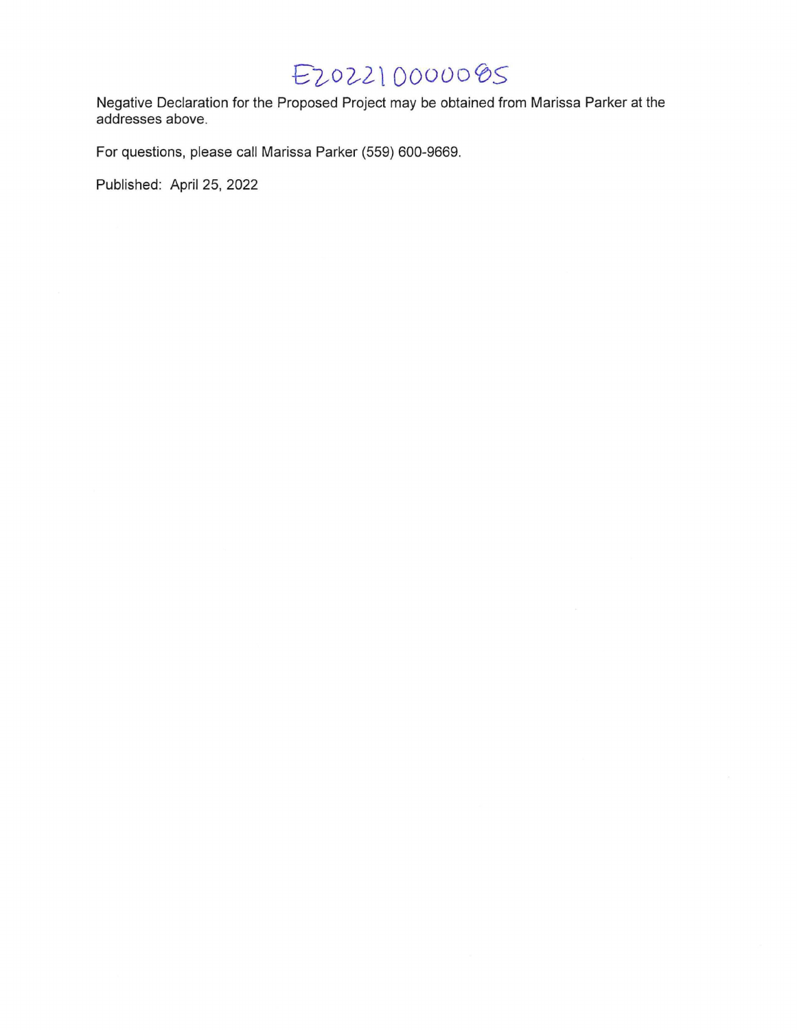E202210000085

Negative Declaration for the Proposed Project may be obtained from Marissa Parker at the addresses above.

For questions, please call Marissa Parker (559) 600-9669.

Published: April 25, 2022